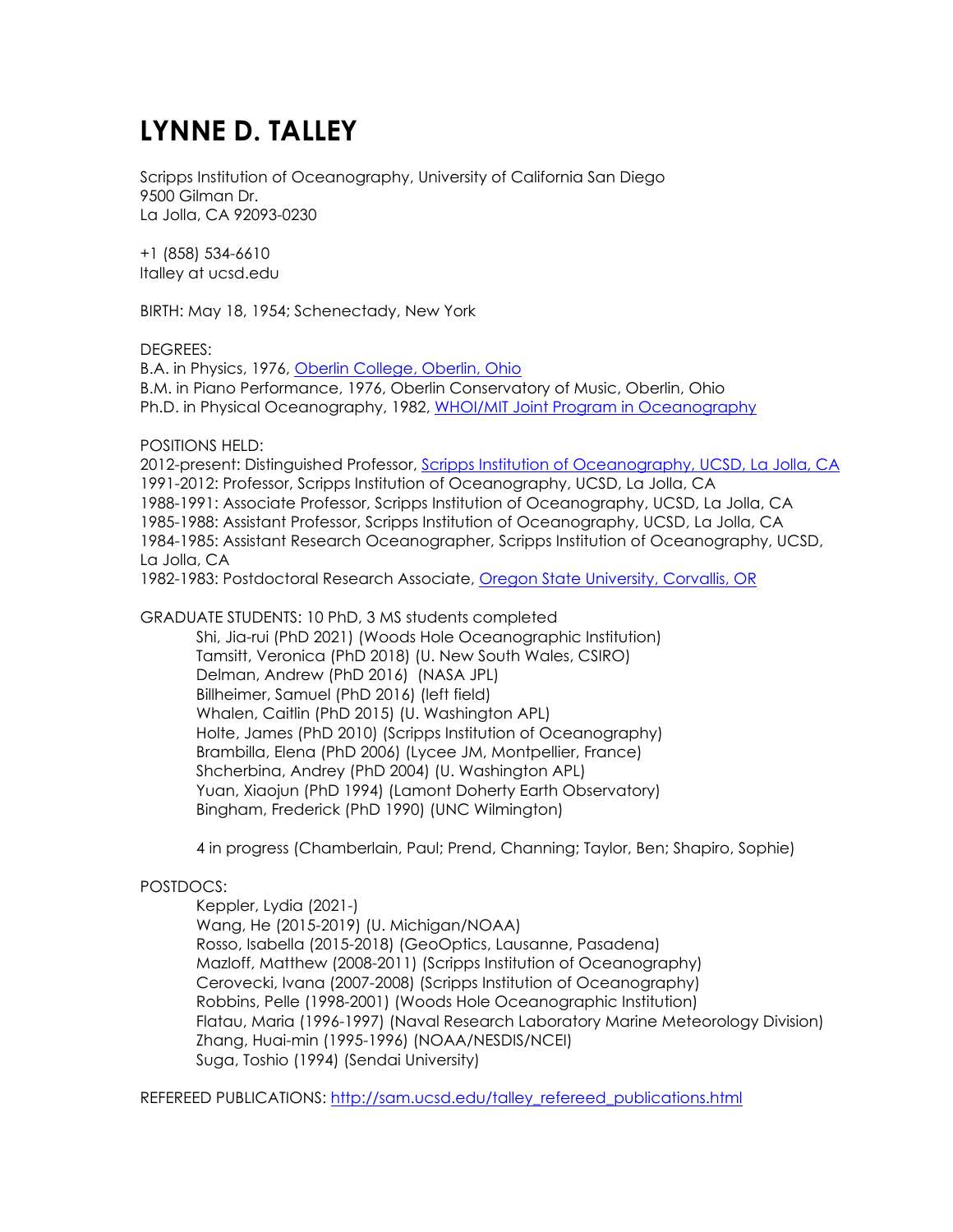# LYNNE D. TALLEY

Scripps Institution of Oceanography, University of California San Diego
9500 Gilman Dr.
La Jolla, CA 92093-0230

+1 (858) 534-6610
ltalley at ucsd.edu

BIRTH: May 18, 1954; Schenectady, New York

DEGREES:
B.A. in Physics, 1976, [Oberlin College, Oberlin, Ohio]
B.M. in Piano Performance, 1976, Oberlin Conservatory of Music, Oberlin, Ohio
Ph.D. in Physical Oceanography, 1982, [WHOI/MIT Joint Program in Oceanography]

POSITIONS HELD:
2012-present: Distinguished Professor, [Scripps Institution of Oceanography, UCSD, La Jolla, CA]
1991-2012: Professor, Scripps Institution of Oceanography, UCSD, La Jolla, CA
1988-1991: Associate Professor, Scripps Institution of Oceanography, UCSD, La Jolla, CA
1985-1988: Assistant Professor, Scripps Institution of Oceanography, UCSD, La Jolla, CA
1984-1985: Assistant Research Oceanographer, Scripps Institution of Oceanography, UCSD, La Jolla, CA
1982-1983: Postdoctoral Research Associate, [Oregon State University, Corvallis, OR]

GRADUATE STUDENTS: 10 PhD, 3 MS students completed

- Shi, Jia-rui (PhD 2021) (Woods Hole Oceanographic Institution)
- Tamsitt, Veronica (PhD 2018) (U. New South Wales, CSIRO)
- Delman, Andrew (PhD 2016) (NASA JPL)
- Billheimer, Samuel (PhD 2016) (left field)
- Whalen, Caitlin (PhD 2015) (U. Washington APL)
- Holte, James (PhD 2010) (Scripps Institution of Oceanography)
- Brambilla, Elena (PhD 2006) (Lycee JM, Montpellier, France)
- Shcherbina, Andrey (PhD 2004) (U. Washington APL)
- Yuan, Xiaojun (PhD 1994) (Lamont Doherty Earth Observatory)
- Bingham, Frederick (PhD 1990) (UNC Wilmington)

4 in progress (Chamberlain, Paul; Prend, Channing; Taylor, Ben; Shapiro, Sophie)

POSTDOCS:

- Keppler, Lydia (2021-)
- Wang, He (2015-2019) (U. Michigan/NOAA)
- Rosso, Isabella (2015-2018) (GeoOptics, Lausanne, Pasadena)
- Mazloff, Matthew (2008-2011) (Scripps Institution of Oceanography)
- Cerovecki, Ivana (2007-2008) (Scripps Institution of Oceanography)
- Robbins, Pelle (1998-2001) (Woods Hole Oceanographic Institution)
- Flatau, Maria (1996-1997) (Naval Research Laboratory Marine Meteorology Division)
- Zhang, Huai-min (1995-1996) (NOAA/NESDIS/NCEI)
- Suga, Toshio (1994) (Sendai University)

REFEREED PUBLICATIONS: http://sam.ucsd.edu/talley_refereed_publications.html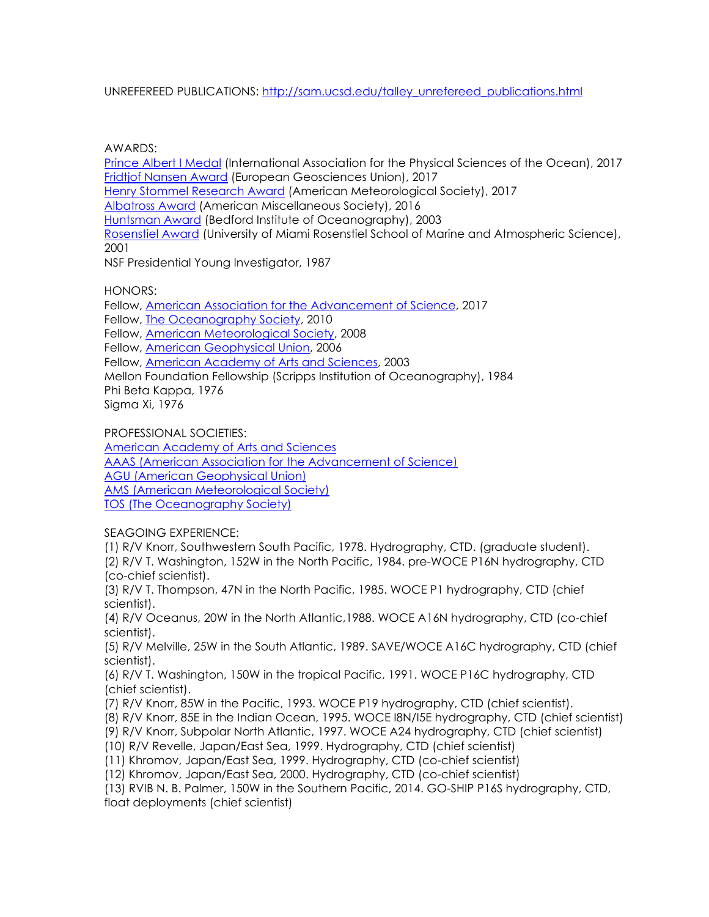UNREFEREED PUBLICATIONS: [http://sam.ucsd.edu/talley_unrefereed_publications.html](http://sam.ucsd.edu/talley_unrefereed_publications.html)

AWARDS:

Prince Albert I Medal (International Association for the Physical Sciences of the Ocean), 2017
Fridtjof Nansen Award (European Geosciences Union), 2017
Henry Stommel Research Award (American Meteorological Society), 2017
Albatross Award (American Miscellaneous Society), 2016
Huntsman Award (Bedford Institute of Oceanography), 2003
Rosenstiel Award (University of Miami Rosenstiel School of Marine and Atmospheric Science), 2001
NSF Presidential Young Investigator, 1987

HONORS:

Fellow, American Association for the Advancement of Science, 2017
Fellow, The Oceanography Society, 2010
Fellow, American Meteorological Society, 2008
Fellow, American Geophysical Union, 2006
Fellow, American Academy of Arts and Sciences, 2003
Mellon Foundation Fellowship (Scripps Institution of Oceanography), 1984
Phi Beta Kappa, 1976
Sigma Xi, 1976

PROFESSIONAL SOCIETIES:

American Academy of Arts and Sciences
AAAS (American Association for the Advancement of Science)
AGU (American Geophysical Union)
AMS (American Meteorological Society)
TOS (The Oceanography Society)

SEAGOING EXPERIENCE:

(1) R/V Knorr, Southwestern South Pacific, 1978. Hydrography, CTD. (graduate student).
(2) R/V T. Washington, 152W in the North Pacific, 1984. pre-WOCE P16N hydrography, CTD (co-chief scientist).
(3) R/V T. Thompson, 47N in the North Pacific, 1985. WOCE P1 hydrography, CTD (chief scientist).
(4) R/V Oceanus, 20W in the North Atlantic,1988. WOCE A16N hydrography, CTD (co-chief scientist).
(5) R/V Melville, 25W in the South Atlantic, 1989. SAVE/WOCE A16C hydrography, CTD (chief scientist).
(6) R/V T. Washington, 150W in the tropical Pacific, 1991. WOCE P16C hydrography, CTD (chief scientist).
(7) R/V Knorr, 85W in the Pacific, 1993. WOCE P19 hydrography, CTD (chief scientist).
(8) R/V Knorr, 85E in the Indian Ocean, 1995. WOCE I8N/I5E hydrography, CTD (chief scientist)
(9) R/V Knorr, Subpolar North Atlantic, 1997. WOCE A24 hydrography, CTD (chief scientist)
(10) R/V Revelle, Japan/East Sea, 1999. Hydrography, CTD (chief scientist)
(11) Khromov, Japan/East Sea, 1999. Hydrography, CTD (co-chief scientist)
(12) Khromov, Japan/East Sea, 2000. Hydrography, CTD (co-chief scientist)
(13) RVIB N. B. Palmer, 150W in the Southern Pacific, 2014. GO-SHIP P16S hydrography, CTD, float deployments (chief scientist)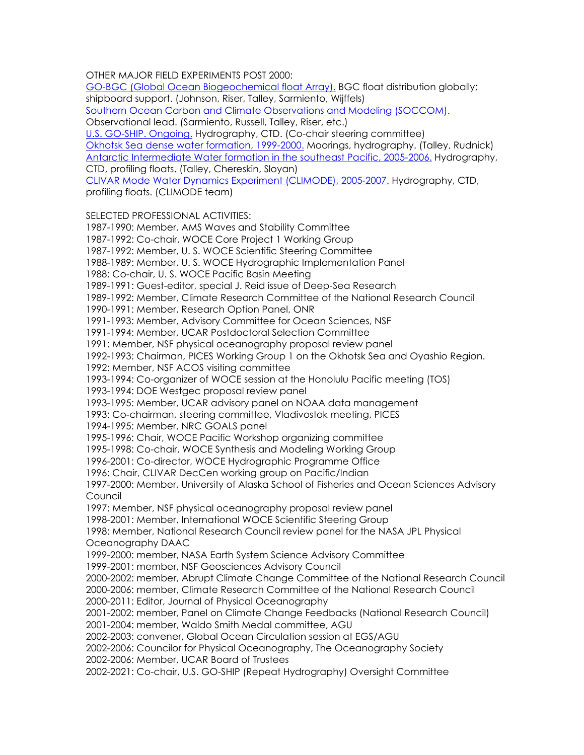OTHER MAJOR FIELD EXPERIMENTS POST 2000:

GO-BGC (Global Ocean Biogeochemical float Array). BGC float distribution globally; shipboard support. (Johnson, Riser, Talley, Sarmiento, Wijffels)

Southern Ocean Carbon and Climate Observations and Modeling (SOCCOM). Observational lead. (Sarmiento, Russell, Talley, Riser, etc.)

U.S. GO-SHIP. Ongoing. Hydrography, CTD. (Co-chair steering committee)

Okhotsk Sea dense water formation, 1999-2000. Moorings, hydrography. (Talley, Rudnick)

Antarctic Intermediate Water formation in the southeast Pacific, 2005-2006. Hydrography, CTD, profiling floats. (Talley, Chereskin, Sloyan)

CLIVAR Mode Water Dynamics Experiment (CLIMODE), 2005-2007. Hydrography, CTD, profiling floats. (CLIMODE team)

SELECTED PROFESSIONAL ACTIVITIES:

1987-1990: Member, AMS Waves and Stability Committee
1987-1992: Co-chair, WOCE Core Project 1 Working Group
1987-1992: Member, U. S. WOCE Scientific Steering Committee
1988-1989: Member, U. S. WOCE Hydrographic Implementation Panel
1988: Co-chair, U. S. WOCE Pacific Basin Meeting
1989-1991: Guest-editor, special J. Reid issue of Deep-Sea Research
1989-1992: Member, Climate Research Committee of the National Research Council
1990-1991: Member, Research Option Panel, ONR
1991-1993: Member, Advisory Committee for Ocean Sciences, NSF
1991-1994: Member, UCAR Postdoctoral Selection Committee
1991: Member, NSF physical oceanography proposal review panel
1992-1993: Chairman, PICES Working Group 1 on the Okhotsk Sea and Oyashio Region.
1992: Member, NSF ACOS visiting committee
1993-1994: Co-organizer of WOCE session at the Honolulu Pacific meeting (TOS)
1993-1994: DOE Westgec proposal review panel
1993-1995: Member, UCAR advisory panel on NOAA data management
1993: Co-chairman, steering committee, Vladivostok meeting, PICES
1994-1995: Member, NRC GOALS panel
1995-1996: Chair, WOCE Pacific Workshop organizing committee
1995-1998: Co-chair, WOCE Synthesis and Modeling Working Group
1996-2001: Co-director, WOCE Hydrographic Programme Office
1996: Chair, CLIVAR DecCen working group on Pacific/Indian
1997-2000: Member, University of Alaska School of Fisheries and Ocean Sciences Advisory Council
1997: Member, NSF physical oceanography proposal review panel
1998-2001: Member, International WOCE Scientific Steering Group
1998: Member, National Research Council review panel for the NASA JPL Physical Oceanography DAAC
1999-2000: member, NASA Earth System Science Advisory Committee
1999-2001: member, NSF Geosciences Advisory Council
2000-2002: member, Abrupt Climate Change Committee of the National Research Council
2000-2006: member, Climate Research Committee of the National Research Council
2000-2011: Editor, Journal of Physical Oceanography
2001-2002: member, Panel on Climate Change Feedbacks (National Research Council)
2001-2004: member, Waldo Smith Medal committee, AGU
2002-2003: convener, Global Ocean Circulation session at EGS/AGU
2002-2006: Councilor for Physical Oceanography, The Oceanography Society
2002-2006: Member, UCAR Board of Trustees
2002-2021: Co-chair, U.S. GO-SHIP (Repeat Hydrography) Oversight Committee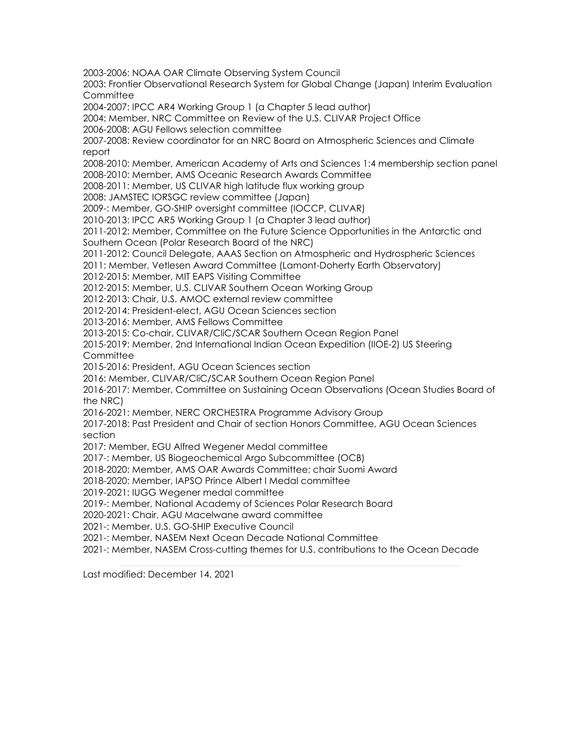2003-2006: NOAA OAR Climate Observing System Council
2003: Frontier Observational Research System for Global Change (Japan) Interim Evaluation Committee
2004-2007: IPCC AR4 Working Group 1 (a Chapter 5 lead author)
2004: Member, NRC Committee on Review of the U.S. CLIVAR Project Office
2006-2008: AGU Fellows selection committee
2007-2008: Review coordinator for an NRC Board on Atmospheric Sciences and Climate report
2008-2010: Member, American Academy of Arts and Sciences 1:4 membership section panel
2008-2010: Member, AMS Oceanic Research Awards Committee
2008-2011: Member, US CLIVAR high latitude flux working group
2008: JAMSTEC IORSGC review committee (Japan)
2009-: Member, GO-SHIP oversight committee (IOCCP, CLIVAR)
2010-2013: IPCC AR5 Working Group 1 (a Chapter 3 lead author)
2011-2012: Member, Committee on the Future Science Opportunities in the Antarctic and Southern Ocean (Polar Research Board of the NRC)
2011-2012: Council Delegate, AAAS Section on Atmospheric and Hydrospheric Sciences
2011: Member, Vetlesen Award Committee (Lamont-Doherty Earth Observatory)
2012-2015: Member, MIT EAPS Visiting Committee
2012-2015: Member, U.S. CLIVAR Southern Ocean Working Group
2012-2013: Chair, U.S. AMOC external review committee
2012-2014: President-elect, AGU Ocean Sciences section
2013-2016: Member, AMS Fellows Committee
2013-2015: Co-chair, CLIVAR/CliC/SCAR Southern Ocean Region Panel
2015-2019: Member, 2nd International Indian Ocean Expedition (IIOE-2) US Steering Committee
2015-2016: President, AGU Ocean Sciences section
2016: Member, CLIVAR/CliC/SCAR Southern Ocean Region Panel
2016-2017: Member, Committee on Sustaining Ocean Observations (Ocean Studies Board of the NRC)
2016-2021: Member, NERC ORCHESTRA Programme Advisory Group
2017-2018: Past President and Chair of section Honors Committee, AGU Ocean Sciences section
2017: Member, EGU Alfred Wegener Medal committee
2017-: Member, US Biogeochemical Argo Subcommittee (OCB)
2018-2020: Member, AMS OAR Awards Committee; chair Suomi Award
2018-2020: Member, IAPSO Prince Albert I Medal committee
2019-2021: IUGG Wegener medal committee
2019-: Member, National Academy of Sciences Polar Research Board
2020-2021: Chair, AGU Macelwane award committee
2021-: Member, U.S. GO-SHIP Executive Council
2021-: Member, NASEM Next Ocean Decade National Committee
2021-: Member, NASEM Cross-cutting themes for U.S. contributions to the Ocean Decade

---

Last modified: December 14, 2021